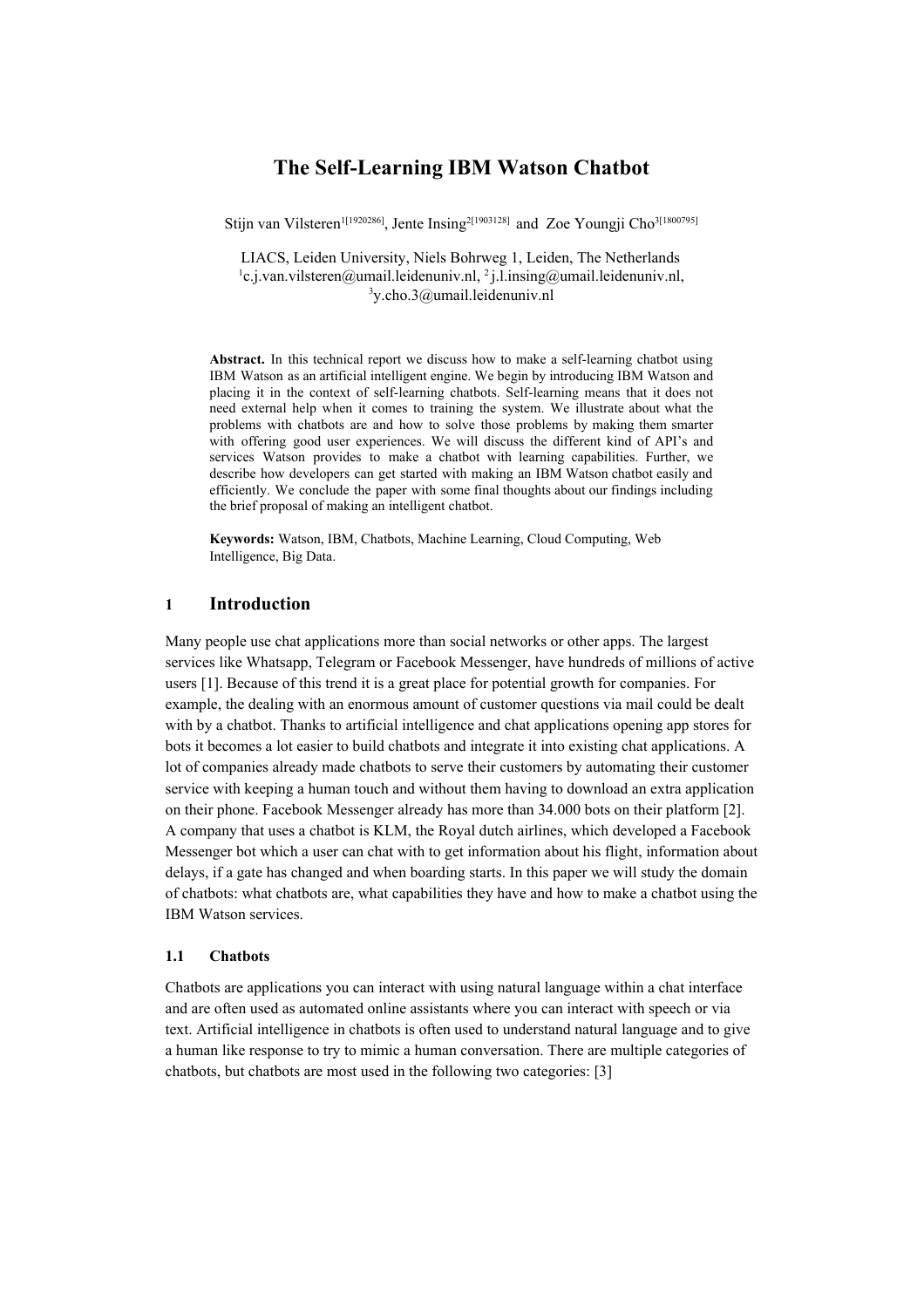# The Self-Learning IBM Watson Chatbot

Stijn van Vilsteren[1[1920286]], Jente Insing[2[1903128]] and Zoe Youngji Cho[3[1800795]]

LIACS, Leiden University, Niels Bohrweg 1, Leiden, The Netherlands
[1]c.j.van.vilsteren@umail.leidenuniv.nl, [2]j.l.insing@umail.leidenuniv.nl,
[3]y.cho.3@umail.leidenuniv.nl

**Abstract.** In this technical report we discuss how to make a self-learning chatbot using IBM Watson as an artificial intelligent engine. We begin by introducing IBM Watson and placing it in the context of self-learning chatbots. Self-learning means that it does not need external help when it comes to training the system. We illustrate about what the problems with chatbots are and how to solve those problems by making them smarter with offering good user experiences. We will discuss the different kind of API's and services Watson provides to make a chatbot with learning capabilities. Further, we describe how developers can get started with making an IBM Watson chatbot easily and efficiently. We conclude the paper with some final thoughts about our findings including the brief proposal of making an intelligent chatbot.

**Keywords:** Watson, IBM, Chatbots, Machine Learning, Cloud Computing, Web Intelligence, Big Data.

## 1 Introduction

Many people use chat applications more than social networks or other apps. The largest services like Whatsapp, Telegram or Facebook Messenger, have hundreds of millions of active users [1]. Because of this trend it is a great place for potential growth for companies. For example, the dealing with an enormous amount of customer questions via mail could be dealt with by a chatbot. Thanks to artificial intelligence and chat applications opening app stores for bots it becomes a lot easier to build chatbots and integrate it into existing chat applications. A lot of companies already made chatbots to serve their customers by automating their customer service with keeping a human touch and without them having to download an extra application on their phone. Facebook Messenger already has more than 34.000 bots on their platform [2]. A company that uses a chatbot is KLM, the Royal dutch airlines, which developed a Facebook Messenger bot which a user can chat with to get information about his flight, information about delays, if a gate has changed and when boarding starts. In this paper we will study the domain of chatbots: what chatbots are, what capabilities they have and how to make a chatbot using the IBM Watson services.

### 1.1 Chatbots

Chatbots are applications you can interact with using natural language within a chat interface and are often used as automated online assistants where you can interact with speech or via text. Artificial intelligence in chatbots is often used to understand natural language and to give a human like response to try to mimic a human conversation. There are multiple categories of chatbots, but chatbots are most used in the following two categories: [3]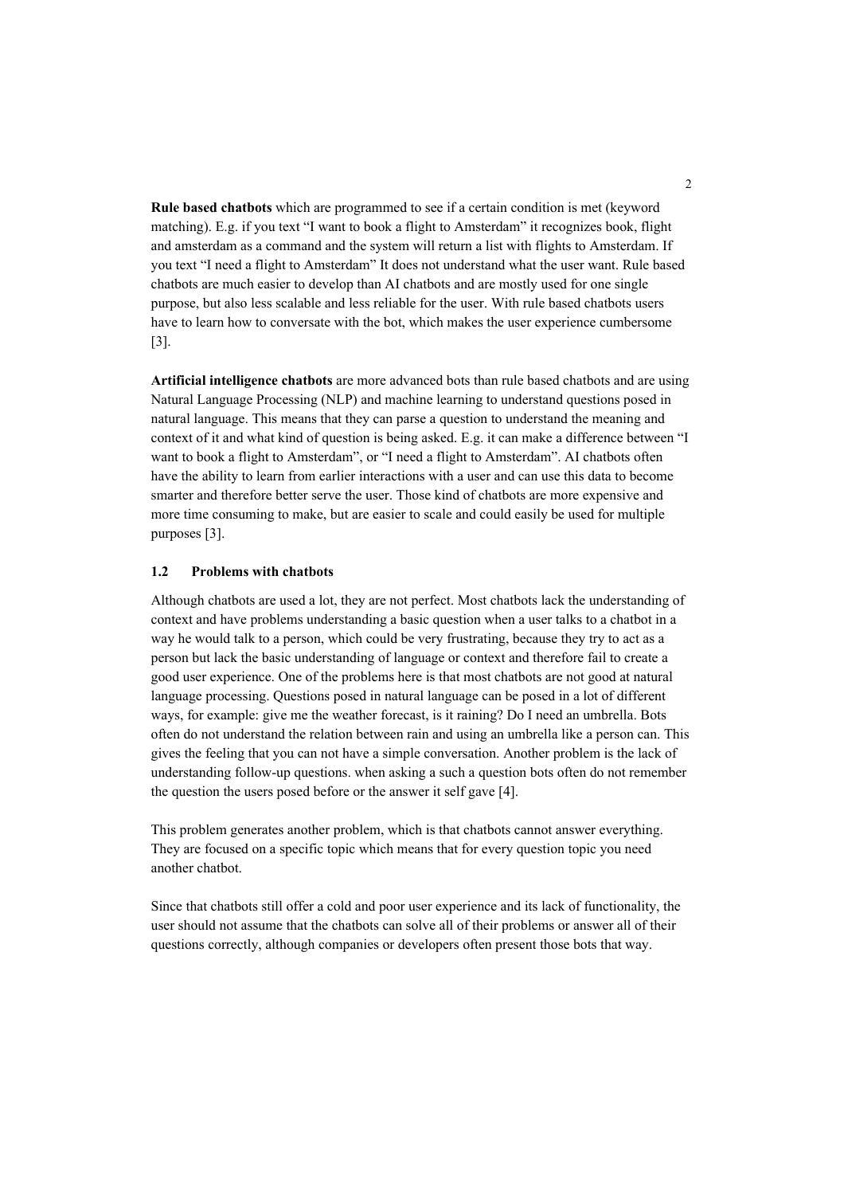**Rule based chatbots** which are programmed to see if a certain condition is met (keyword matching). E.g. if you text “I want to book a flight to Amsterdam” it recognizes book, flight and amsterdam as a command and the system will return a list with flights to Amsterdam. If you text “I need a flight to Amsterdam” It does not understand what the user want. Rule based chatbots are much easier to develop than AI chatbots and are mostly used for one single purpose, but also less scalable and less reliable for the user. With rule based chatbots users have to learn how to conversate with the bot, which makes the user experience cumbersome [3].

**Artificial intelligence chatbots** are more advanced bots than rule based chatbots and are using Natural Language Processing (NLP) and machine learning to understand questions posed in natural language. This means that they can parse a question to understand the meaning and context of it and what kind of question is being asked. E.g. it can make a difference between “I want to book a flight to Amsterdam”, or “I need a flight to Amsterdam”. AI chatbots often have the ability to learn from earlier interactions with a user and can use this data to become smarter and therefore better serve the user. Those kind of chatbots are more expensive and more time consuming to make, but are easier to scale and could easily be used for multiple purposes [3].

### 1.2 Problems with chatbots

Although chatbots are used a lot, they are not perfect. Most chatbots lack the understanding of context and have problems understanding a basic question when a user talks to a chatbot in a way he would talk to a person, which could be very frustrating, because they try to act as a person but lack the basic understanding of language or context and therefore fail to create a good user experience. One of the problems here is that most chatbots are not good at natural language processing. Questions posed in natural language can be posed in a lot of different ways, for example: give me the weather forecast, is it raining? Do I need an umbrella. Bots often do not understand the relation between rain and using an umbrella like a person can. This gives the feeling that you can not have a simple conversation. Another problem is the lack of understanding follow-up questions. when asking a such a question bots often do not remember the question the users posed before or the answer it self gave [4].

This problem generates another problem, which is that chatbots cannot answer everything. They are focused on a specific topic which means that for every question topic you need another chatbot.

Since that chatbots still offer a cold and poor user experience and its lack of functionality, the user should not assume that the chatbots can solve all of their problems or answer all of their questions correctly, although companies or developers often present those bots that way.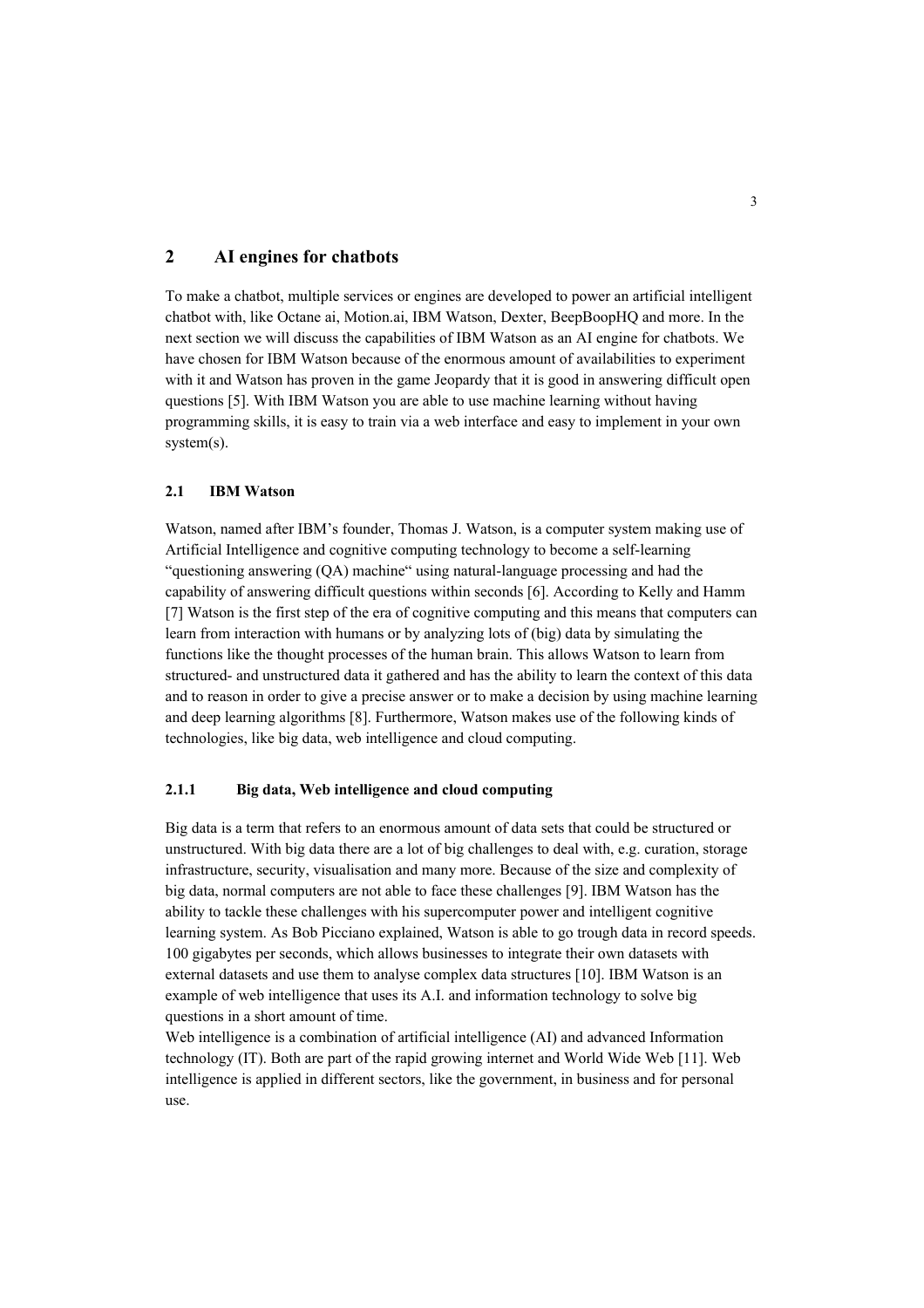## 2 AI engines for chatbots

To make a chatbot, multiple services or engines are developed to power an artificial intelligent chatbot with, like Octane ai, Motion.ai, IBM Watson, Dexter, BeepBoopHQ and more. In the next section we will discuss the capabilities of IBM Watson as an AI engine for chatbots. We have chosen for IBM Watson because of the enormous amount of availabilities to experiment with it and Watson has proven in the game Jeopardy that it is good in answering difficult open questions [5]. With IBM Watson you are able to use machine learning without having programming skills, it is easy to train via a web interface and easy to implement in your own system(s).

### 2.1 IBM Watson

Watson, named after IBM's founder, Thomas J. Watson, is a computer system making use of Artificial Intelligence and cognitive computing technology to become a self-learning "questioning answering (QA) machine" using natural-language processing and had the capability of answering difficult questions within seconds [6]. According to Kelly and Hamm [7] Watson is the first step of the era of cognitive computing and this means that computers can learn from interaction with humans or by analyzing lots of (big) data by simulating the functions like the thought processes of the human brain. This allows Watson to learn from structured- and unstructured data it gathered and has the ability to learn the context of this data and to reason in order to give a precise answer or to make a decision by using machine learning and deep learning algorithms [8]. Furthermore, Watson makes use of the following kinds of technologies, like big data, web intelligence and cloud computing.

#### 2.1.1 Big data, Web intelligence and cloud computing

Big data is a term that refers to an enormous amount of data sets that could be structured or unstructured. With big data there are a lot of big challenges to deal with, e.g. curation, storage infrastructure, security, visualisation and many more. Because of the size and complexity of big data, normal computers are not able to face these challenges [9]. IBM Watson has the ability to tackle these challenges with his supercomputer power and intelligent cognitive learning system. As Bob Picciano explained, Watson is able to go trough data in record speeds. 100 gigabytes per seconds, which allows businesses to integrate their own datasets with external datasets and use them to analyse complex data structures [10]. IBM Watson is an example of web intelligence that uses its A.I. and information technology to solve big questions in a short amount of time.

Web intelligence is a combination of artificial intelligence (AI) and advanced Information technology (IT). Both are part of the rapid growing internet and World Wide Web [11]. Web intelligence is applied in different sectors, like the government, in business and for personal use.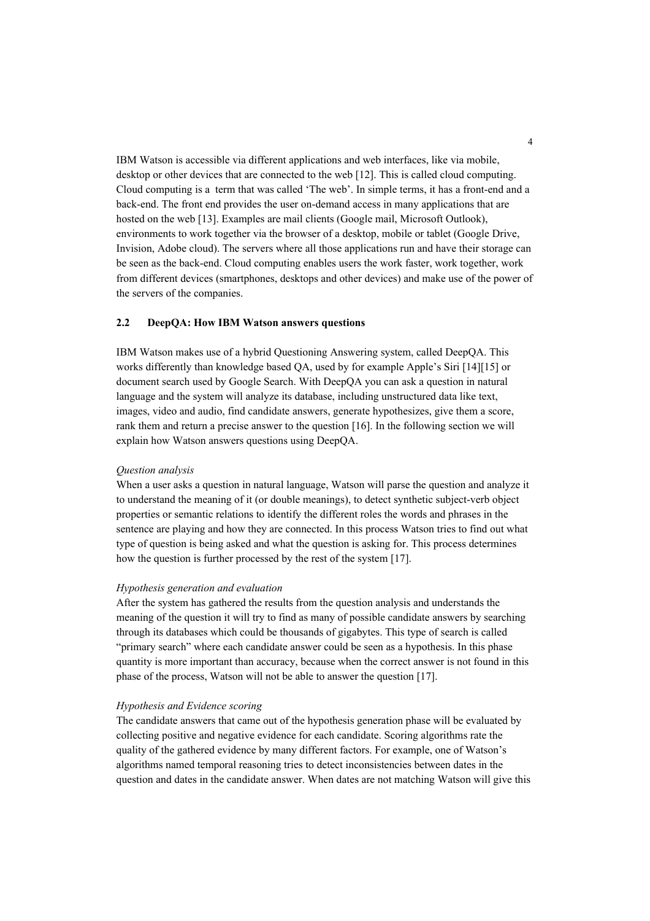IBM Watson is accessible via different applications and web interfaces, like via mobile, desktop or other devices that are connected to the web [12]. This is called cloud computing. Cloud computing is a  term that was called 'The web'. In simple terms, it has a front-end and a back-end. The front end provides the user on-demand access in many applications that are hosted on the web [13]. Examples are mail clients (Google mail, Microsoft Outlook), environments to work together via the browser of a desktop, mobile or tablet (Google Drive, Invision, Adobe cloud). The servers where all those applications run and have their storage can be seen as the back-end. Cloud computing enables users the work faster, work together, work from different devices (smartphones, desktops and other devices) and make use of the power of the servers of the companies.

### 2.2 DeepQA: How IBM Watson answers questions

IBM Watson makes use of a hybrid Questioning Answering system, called DeepQA. This works differently than knowledge based QA, used by for example Apple's Siri [14][15] or document search used by Google Search. With DeepQA you can ask a question in natural language and the system will analyze its database, including unstructured data like text, images, video and audio, find candidate answers, generate hypothesizes, give them a score, rank them and return a precise answer to the question [16]. In the following section we will explain how Watson answers questions using DeepQA.

*Question analysis*

When a user asks a question in natural language, Watson will parse the question and analyze it to understand the meaning of it (or double meanings), to detect synthetic subject-verb object properties or semantic relations to identify the different roles the words and phrases in the sentence are playing and how they are connected. In this process Watson tries to find out what type of question is being asked and what the question is asking for. This process determines how the question is further processed by the rest of the system [17].

*Hypothesis generation and evaluation*

After the system has gathered the results from the question analysis and understands the meaning of the question it will try to find as many of possible candidate answers by searching through its databases which could be thousands of gigabytes. This type of search is called "primary search" where each candidate answer could be seen as a hypothesis. In this phase quantity is more important than accuracy, because when the correct answer is not found in this phase of the process, Watson will not be able to answer the question [17].

*Hypothesis and Evidence scoring*

The candidate answers that came out of the hypothesis generation phase will be evaluated by collecting positive and negative evidence for each candidate. Scoring algorithms rate the quality of the gathered evidence by many different factors. For example, one of Watson's algorithms named temporal reasoning tries to detect inconsistencies between dates in the question and dates in the candidate answer. When dates are not matching Watson will give this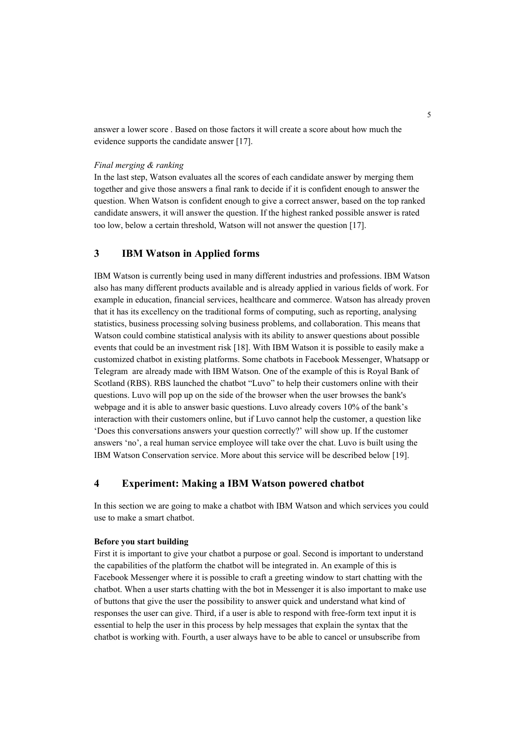answer a lower score . Based on those factors it will create a score about how much the evidence supports the candidate answer [17].

*Final merging & ranking*

In the last step, Watson evaluates all the scores of each candidate answer by merging them together and give those answers a final rank to decide if it is confident enough to answer the question. When Watson is confident enough to give a correct answer, based on the top ranked candidate answers, it will answer the question. If the highest ranked possible answer is rated too low, below a certain threshold, Watson will not answer the question [17].

## 3 IBM Watson in Applied forms

IBM Watson is currently being used in many different industries and professions. IBM Watson also has many different products available and is already applied in various fields of work. For example in education, financial services, healthcare and commerce. Watson has already proven that it has its excellency on the traditional forms of computing, such as reporting, analysing statistics, business processing solving business problems, and collaboration. This means that Watson could combine statistical analysis with its ability to answer questions about possible events that could be an investment risk [18]. With IBM Watson it is possible to easily make a customized chatbot in existing platforms. Some chatbots in Facebook Messenger, Whatsapp or Telegram are already made with IBM Watson. One of the example of this is Royal Bank of Scotland (RBS). RBS launched the chatbot "Luvo" to help their customers online with their questions. Luvo will pop up on the side of the browser when the user browses the bank's webpage and it is able to answer basic questions. Luvo already covers 10% of the bank's interaction with their customers online, but if Luvo cannot help the customer, a question like 'Does this conversations answers your question correctly?' will show up. If the customer answers 'no', a real human service employee will take over the chat. Luvo is built using the IBM Watson Conservation service. More about this service will be described below [19].

## 4 Experiment: Making a IBM Watson powered chatbot

In this section we are going to make a chatbot with IBM Watson and which services you could use to make a smart chatbot.

**Before you start building**

First it is important to give your chatbot a purpose or goal. Second is important to understand the capabilities of the platform the chatbot will be integrated in. An example of this is Facebook Messenger where it is possible to craft a greeting window to start chatting with the chatbot. When a user starts chatting with the bot in Messenger it is also important to make use of buttons that give the user the possibility to answer quick and understand what kind of responses the user can give. Third, if a user is able to respond with free-form text input it is essential to help the user in this process by help messages that explain the syntax that the chatbot is working with. Fourth, a user always have to be able to cancel or unsubscribe from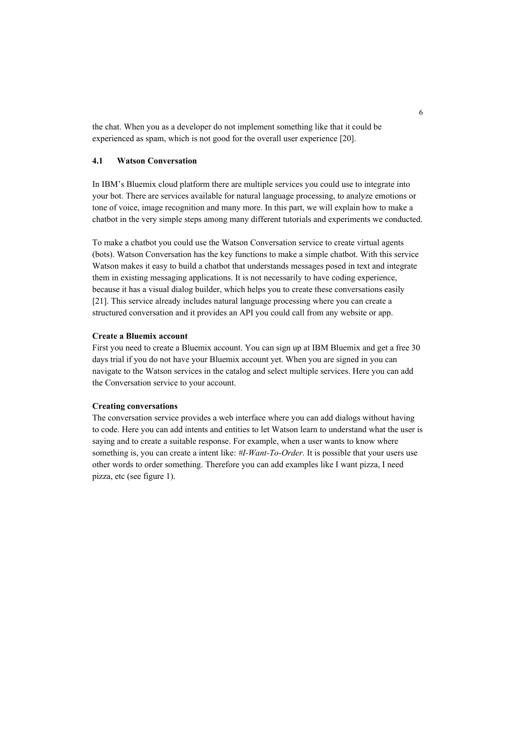the chat. When you as a developer do not implement something like that it could be experienced as spam, which is not good for the overall user experience [20].

## 4.1 Watson Conversation

In IBM's Bluemix cloud platform there are multiple services you could use to integrate into your bot. There are services available for natural language processing, to analyze emotions or tone of voice, image recognition and many more. In this part, we will explain how to make a chatbot in the very simple steps among many different tutorials and experiments we conducted.

To make a chatbot you could use the Watson Conversation service to create virtual agents (bots). Watson Conversation has the key functions to make a simple chatbot. With this service Watson makes it easy to build a chatbot that understands messages posed in text and integrate them in existing messaging applications. It is not necessarily to have coding experience, because it has a visual dialog builder, which helps you to create these conversations easily [21]. This service already includes natural language processing where you can create a structured conversation and it provides an API you could call from any website or app.

**Create a Bluemix account**

First you need to create a Bluemix account. You can sign up at IBM Bluemix and get a free 30 days trial if you do not have your Bluemix account yet. When you are signed in you can navigate to the Watson services in the catalog and select multiple services. Here you can add the Conversation service to your account.

**Creating conversations**

The conversation service provides a web interface where you can add dialogs without having to code. Here you can add intents and entities to let Watson learn to understand what the user is saying and to create a suitable response. For example, when a user wants to know where something is, you can create a intent like: *#I-Want-To-Order.* It is possible that your users use other words to order something. Therefore you can add examples like I want pizza, I need pizza, etc (see figure 1).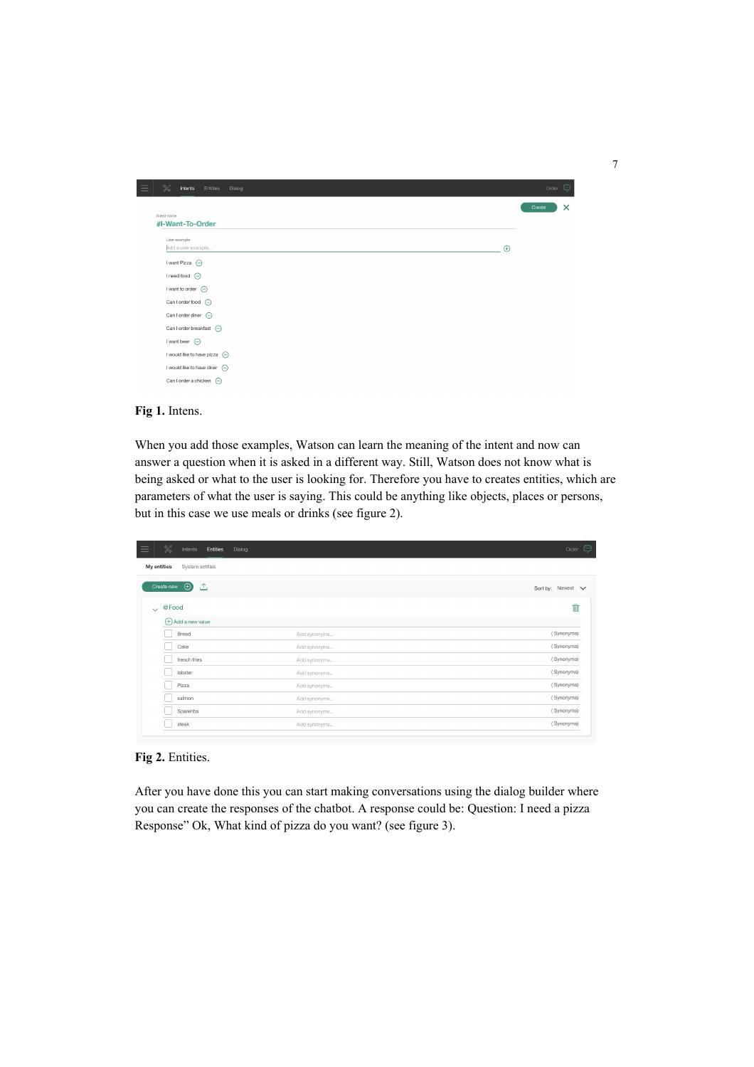Fig 1. Intens.

When you add those examples, Watson can learn the meaning of the intent and now can answer a question when it is asked in a different way. Still, Watson does not know what is being asked or what to the user is looking for. Therefore you have to creates entities, which are parameters of what the user is saying. This could be anything like objects, places or persons, but in this case we use meals or drinks (see figure 2).

**Fig 2.** Entities.

After you have done this you can start making conversations using the dialog builder where you can create the responses of the chatbot. A response could be: Question: I need a pizza Response" Ok, What kind of pizza do you want? (see figure 3).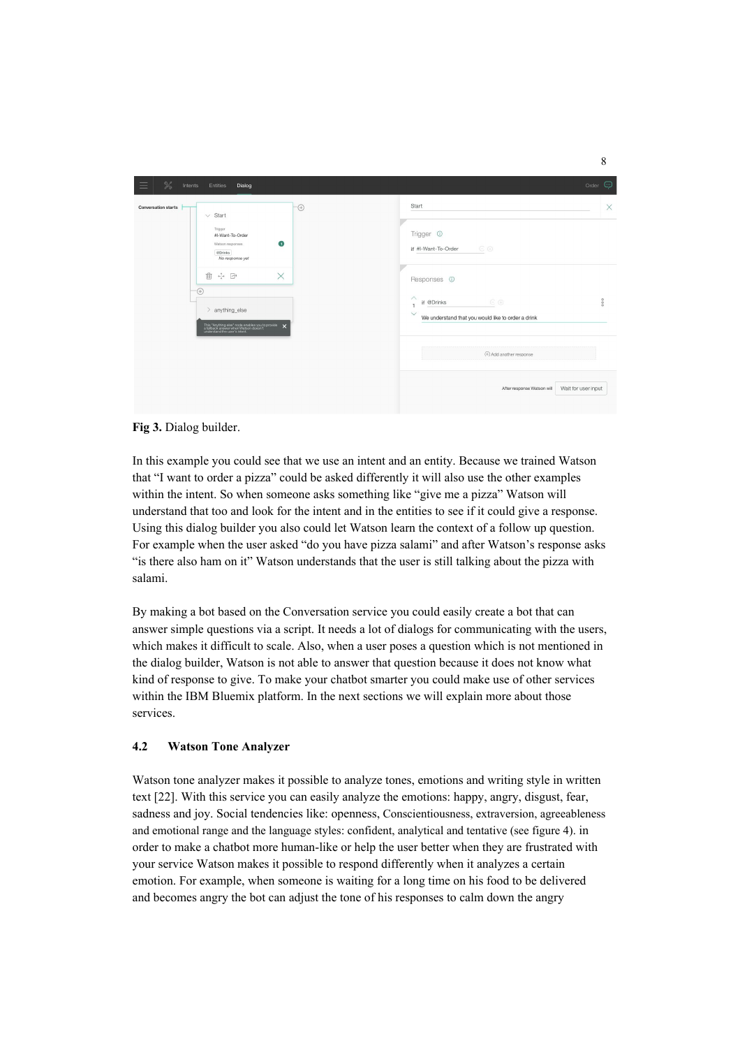**Fig 3.** Dialog builder.

In this example you could see that we use an intent and an entity. Because we trained Watson that "I want to order a pizza" could be asked differently it will also use the other examples within the intent. So when someone asks something like "give me a pizza" Watson will understand that too and look for the intent and in the entities to see if it could give a response. Using this dialog builder you also could let Watson learn the context of a follow up question. For example when the user asked "do you have pizza salami" and after Watson's response asks "is there also ham on it" Watson understands that the user is still talking about the pizza with salami.

By making a bot based on the Conversation service you could easily create a bot that can answer simple questions via a script. It needs a lot of dialogs for communicating with the users, which makes it difficult to scale. Also, when a user poses a question which is not mentioned in the dialog builder, Watson is not able to answer that question because it does not know what kind of response to give. To make your chatbot smarter you could make use of other services within the IBM Bluemix platform. In the next sections we will explain more about those services.

### 4.2 Watson Tone Analyzer

Watson tone analyzer makes it possible to analyze tones, emotions and writing style in written text [22]. With this service you can easily analyze the emotions: happy, angry, disgust, fear, sadness and joy. Social tendencies like: openness, Conscientiousness, extraversion, agreeableness and emotional range and the language styles: confident, analytical and tentative (see figure 4). in order to make a chatbot more human-like or help the user better when they are frustrated with your service Watson makes it possible to respond differently when it analyzes a certain emotion. For example, when someone is waiting for a long time on his food to be delivered and becomes angry the bot can adjust the tone of his responses to calm down the angry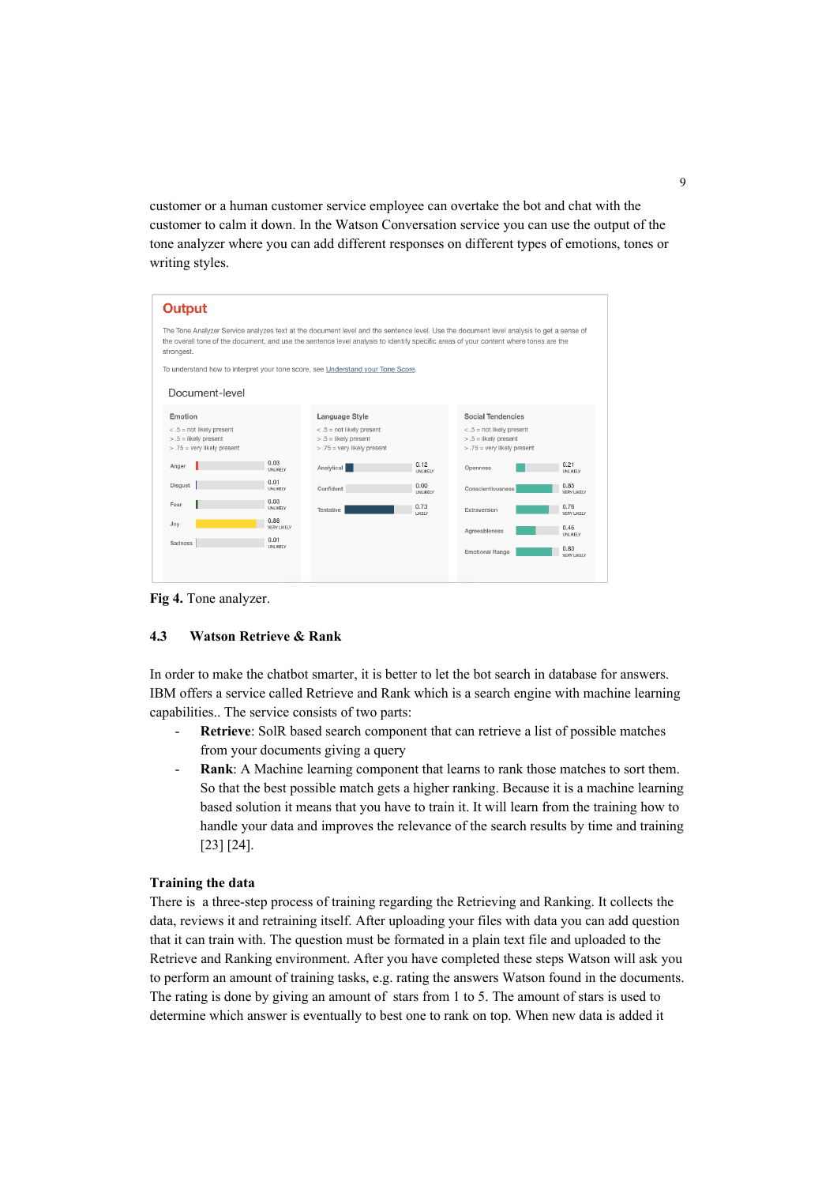customer or a human customer service employee can overtake the bot and chat with the customer to calm it down. In the Watson Conversation service you can use the output of the tone analyzer where you can add different responses on different types of emotions, tones or writing styles.

**Fig 4.** Tone analyzer.

### 4.3 Watson Retrieve & Rank

In order to make the chatbot smarter, it is better to let the bot search in database for answers. IBM offers a service called Retrieve and Rank which is a search engine with machine learning capabilities.. The service consists of two parts:

- **Retrieve**: SolR based search component that can retrieve a list of possible matches from your documents giving a query
- **Rank**: A Machine learning component that learns to rank those matches to sort them. So that the best possible match gets a higher ranking. Because it is a machine learning based solution it means that you have to train it. It will learn from the training how to handle your data and improves the relevance of the search results by time and training [23] [24].

**Training the data**

There is  a three-step process of training regarding the Retrieving and Ranking. It collects the data, reviews it and retraining itself. After uploading your files with data you can add question that it can train with. The question must be formatted in a plain text file and uploaded to the Retrieve and Ranking environment. After you have completed these steps Watson will ask you to perform an amount of training tasks, e.g. rating the answers Watson found in the documents. The rating is done by giving an amount of  stars from 1 to 5. The amount of stars is used to determine which answer is eventually to best one to rank on top. When new data is added it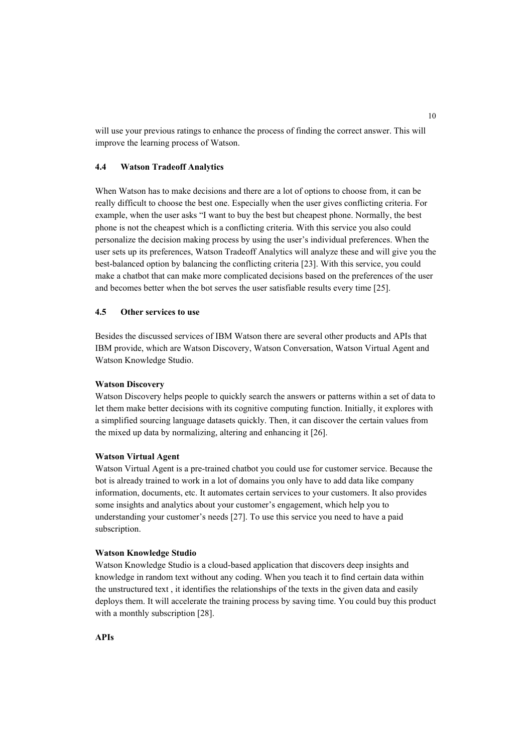will use your previous ratings to enhance the process of finding the correct answer. This will improve the learning process of Watson.

### 4.4 Watson Tradeoff Analytics

When Watson has to make decisions and there are a lot of options to choose from, it can be really difficult to choose the best one. Especially when the user gives conflicting criteria. For example, when the user asks "I want to buy the best but cheapest phone. Normally, the best phone is not the cheapest which is a conflicting criteria. With this service you also could personalize the decision making process by using the user's individual preferences. When the user sets up its preferences, Watson Tradeoff Analytics will analyze these and will give you the best-balanced option by balancing the conflicting criteria [23]. With this service, you could make a chatbot that can make more complicated decisions based on the preferences of the user and becomes better when the bot serves the user satisfiable results every time [25].

### 4.5 Other services to use

Besides the discussed services of IBM Watson there are several other products and APIs that IBM provide, which are Watson Discovery, Watson Conversation, Watson Virtual Agent and Watson Knowledge Studio.

**Watson Discovery**
Watson Discovery helps people to quickly search the answers or patterns within a set of data to let them make better decisions with its cognitive computing function. Initially, it explores with a simplified sourcing language datasets quickly. Then, it can discover the certain values from the mixed up data by normalizing, altering and enhancing it [26].

**Watson Virtual Agent**
Watson Virtual Agent is a pre-trained chatbot you could use for customer service. Because the bot is already trained to work in a lot of domains you only have to add data like company information, documents, etc. It automates certain services to your customers. It also provides some insights and analytics about your customer's engagement, which help you to understanding your customer's needs [27]. To use this service you need to have a paid subscription.

**Watson Knowledge Studio**
Watson Knowledge Studio is a cloud-based application that discovers deep insights and knowledge in random text without any coding. When you teach it to find certain data within the unstructured text , it identifies the relationships of the texts in the given data and easily deploys them. It will accelerate the training process by saving time. You could buy this product with a monthly subscription [28].

**APIs**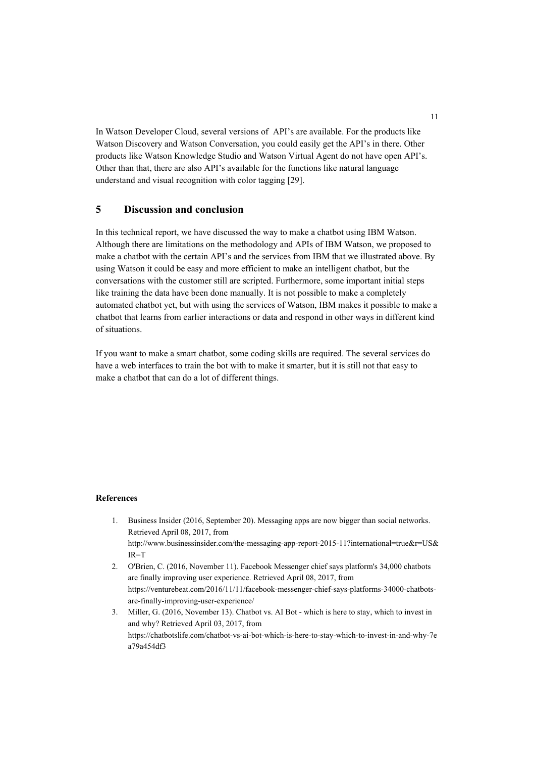In Watson Developer Cloud, several versions of  API's are available. For the products like Watson Discovery and Watson Conversation, you could easily get the API's in there. Other products like Watson Knowledge Studio and Watson Virtual Agent do not have open API's. Other than that, there are also API's available for the functions like natural language understand and visual recognition with color tagging [29].

## 5 Discussion and conclusion

In this technical report, we have discussed the way to make a chatbot using IBM Watson. Although there are limitations on the methodology and APIs of IBM Watson, we proposed to make a chatbot with the certain API's and the services from IBM that we illustrated above. By using Watson it could be easy and more efficient to make an intelligent chatbot, but the conversations with the customer still are scripted. Furthermore, some important initial steps like training the data have been done manually. It is not possible to make a completely automated chatbot yet, but with using the services of Watson, IBM makes it possible to make a chatbot that learns from earlier interactions or data and respond in other ways in different kind of situations.

If you want to make a smart chatbot, some coding skills are required. The several services do have a web interfaces to train the bot with to make it smarter, but it is still not that easy to make a chatbot that can do a lot of different things.

**References**

1. Business Insider (2016, September 20). Messaging apps are now bigger than social networks. Retrieved April 08, 2017, from http://www.businessinsider.com/the-messaging-app-report-2015-11?international=true&r=US&IR=T
2. O'Brien, C. (2016, November 11). Facebook Messenger chief says platform's 34,000 chatbots are finally improving user experience. Retrieved April 08, 2017, from https://venturebeat.com/2016/11/11/facebook-messenger-chief-says-platforms-34000-chatbots-are-finally-improving-user-experience/
3. Miller, G. (2016, November 13). Chatbot vs. AI Bot - which is here to stay, which to invest in and why? Retrieved April 03, 2017, from https://chatbotslife.com/chatbot-vs-ai-bot-which-is-here-to-stay-which-to-invest-in-and-why-7ea79a454df3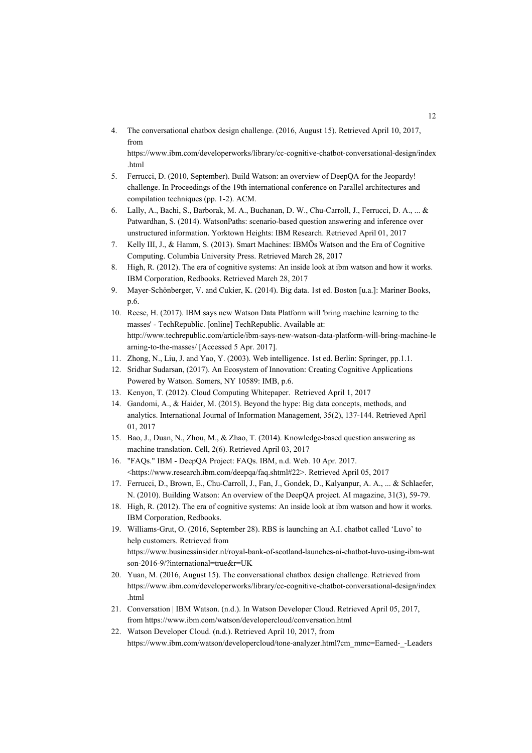4. The conversational chatbox design challenge. (2016, August 15). Retrieved April 10, 2017, from https://www.ibm.com/developerworks/library/cc-cognitive-chatbot-conversational-design/index.html
5. Ferrucci, D. (2010, September). Build Watson: an overview of DeepQA for the Jeopardy! challenge. In Proceedings of the 19th international conference on Parallel architectures and compilation techniques (pp. 1-2). ACM.
6. Lally, A., Bachi, S., Barborak, M. A., Buchanan, D. W., Chu-Carroll, J., Ferrucci, D. A., ... & Patwardhan, S. (2014). WatsonPaths: scenario-based question answering and inference over unstructured information. Yorktown Heights: IBM Research. Retrieved April 01, 2017
7. Kelly III, J., & Hamm, S. (2013). Smart Machines: IBMÕs Watson and the Era of Cognitive Computing. Columbia University Press. Retrieved March 28, 2017
8. High, R. (2012). The era of cognitive systems: An inside look at ibm watson and how it works. IBM Corporation, Redbooks. Retrieved March 28, 2017
9. Mayer-Schönberger, V. and Cukier, K. (2014). Big data. 1st ed. Boston [u.a.]: Mariner Books, p.6.
10. Reese, H. (2017). IBM says new Watson Data Platform will 'bring machine learning to the masses' - TechRepublic. [online] TechRepublic. Available at: http://www.techrepublic.com/article/ibm-says-new-watson-data-platform-will-bring-machine-learning-to-the-masses/ [Accessed 5 Apr. 2017].
11. Zhong, N., Liu, J. and Yao, Y. (2003). Web intelligence. 1st ed. Berlin: Springer, pp.1.1.
12. Sridhar Sudarsan, (2017). An Ecosystem of Innovation: Creating Cognitive Applications Powered by Watson. Somers, NY 10589: IMB, p.6.
13. Kenyon, T. (2012). Cloud Computing Whitepaper. Retrieved April 1, 2017
14. Gandomi, A., & Haider, M. (2015). Beyond the hype: Big data concepts, methods, and analytics. International Journal of Information Management, 35(2), 137-144. Retrieved April 01, 2017
15. Bao, J., Duan, N., Zhou, M., & Zhao, T. (2014). Knowledge-based question answering as machine translation. Cell, 2(6). Retrieved April 03, 2017
16. "FAQs." IBM - DeepQA Project: FAQs. IBM, n.d. Web. 10 Apr. 2017. <https://www.research.ibm.com/deepqa/faq.shtml#22>. Retrieved April 05, 2017
17. Ferrucci, D., Brown, E., Chu-Carroll, J., Fan, J., Gondek, D., Kalyanpur, A. A., ... & Schlaefer, N. (2010). Building Watson: An overview of the DeepQA project. AI magazine, 31(3), 59-79.
18. High, R. (2012). The era of cognitive systems: An inside look at ibm watson and how it works. IBM Corporation, Redbooks.
19. Williams-Grut, O. (2016, September 28). RBS is launching an A.I. chatbot called 'Luvo' to help customers. Retrieved from https://www.businessinsider.nl/royal-bank-of-scotland-launches-ai-chatbot-luvo-using-ibm-watson-2016-9/?international=true&r=UK
20. Yuan, M. (2016, August 15). The conversational chatbox design challenge. Retrieved from https://www.ibm.com/developerworks/library/cc-cognitive-chatbot-conversational-design/index.html
21. Conversation | IBM Watson. (n.d.). In Watson Developer Cloud. Retrieved April 05, 2017, from https://www.ibm.com/watson/developercloud/conversation.html
22. Watson Developer Cloud. (n.d.). Retrieved April 10, 2017, from https://www.ibm.com/watson/developercloud/tone-analyzer.html?cm_mmc=Earned-_-Leaders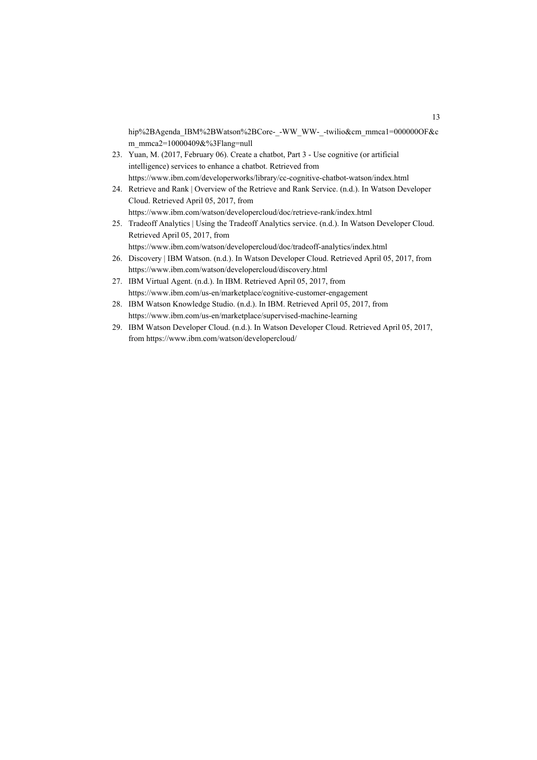hip%2BAgenda_IBM%2BWatson%2BCore-_-WW_WW-_-twilio&cm_mmca1=000000OF&cm_mmca2=10000409&%3Flang=null

23. Yuan, M. (2017, February 06). Create a chatbot, Part 3 - Use cognitive (or artificial intelligence) services to enhance a chatbot. Retrieved from https://www.ibm.com/developerworks/library/cc-cognitive-chatbot-watson/index.html
24. Retrieve and Rank | Overview of the Retrieve and Rank Service. (n.d.). In Watson Developer Cloud. Retrieved April 05, 2017, from https://www.ibm.com/watson/developercloud/doc/retrieve-rank/index.html
25. Tradeoff Analytics | Using the Tradeoff Analytics service. (n.d.). In Watson Developer Cloud. Retrieved April 05, 2017, from https://www.ibm.com/watson/developercloud/doc/tradeoff-analytics/index.html
26. Discovery | IBM Watson. (n.d.). In Watson Developer Cloud. Retrieved April 05, 2017, from https://www.ibm.com/watson/developercloud/discovery.html
27. IBM Virtual Agent. (n.d.). In IBM. Retrieved April 05, 2017, from https://www.ibm.com/us-en/marketplace/cognitive-customer-engagement
28. IBM Watson Knowledge Studio. (n.d.). In IBM. Retrieved April 05, 2017, from https://www.ibm.com/us-en/marketplace/supervised-machine-learning
29. IBM Watson Developer Cloud. (n.d.). In Watson Developer Cloud. Retrieved April 05, 2017, from https://www.ibm.com/watson/developercloud/